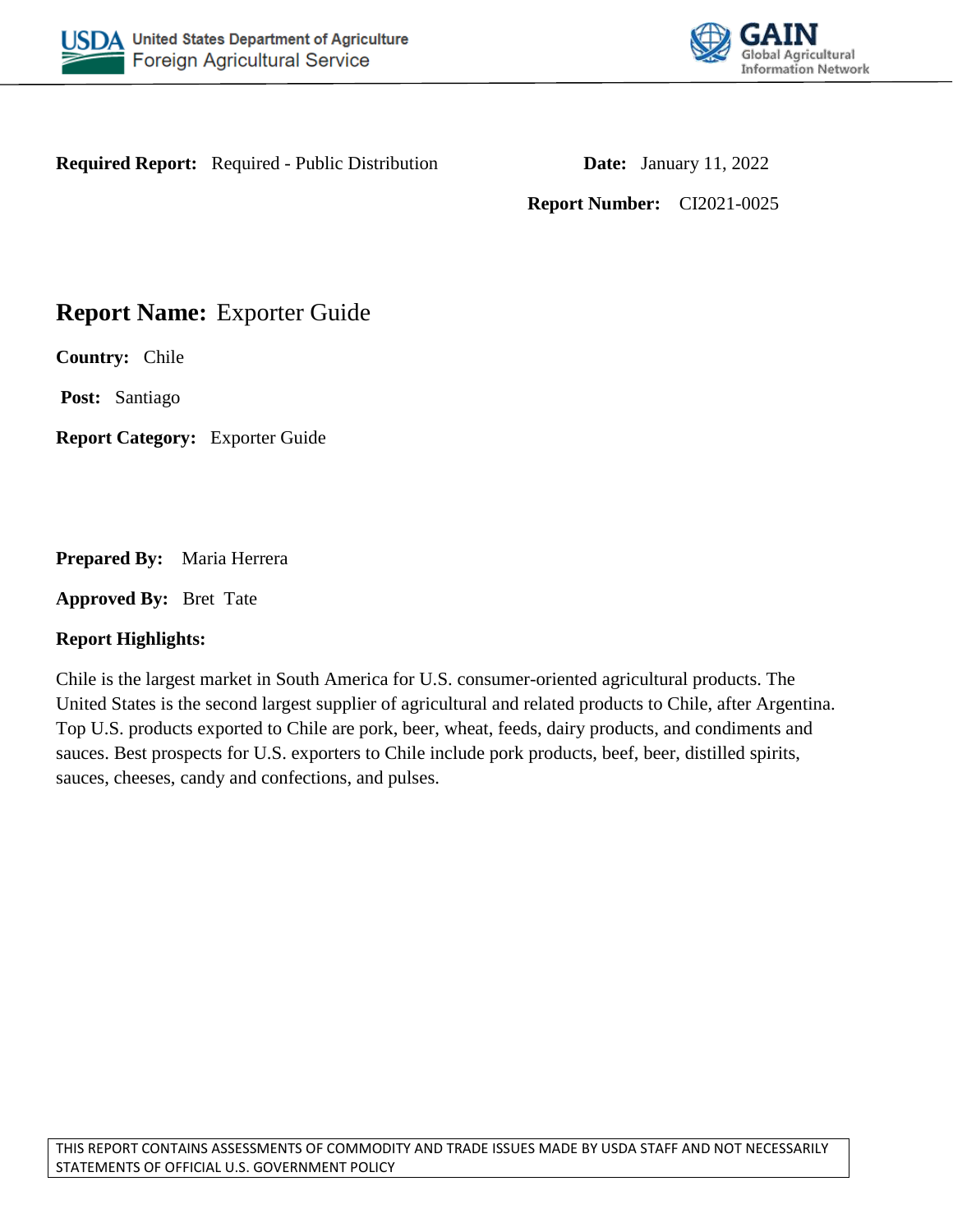**Required Report:** Required - Public Distribution

**Date:** January 11, 2022

**Report Number:** CI2021-0025

# **Report Name:** Exporter Guide

**Country:** Chile

**Post:** Santiago

**Report Category:** Exporter Guide

**Prepared By:** Maria Herrera

**Approved By:** Bret Tate

**Report Highlights:**

Chile is the largest market in South America for U.S. consumer-oriented agricultural products. The United States is the second largest supplier of agricultural and related products to Chile, after Argentina. Top U.S. products exported to Chile are pork, beer, wheat, feeds, dairy products, and condiments and sauces. Best prospects for U.S. exporters to Chile include pork products, beef, beer, distilled spirits, sauces, cheeses, candy and confections, and pulses.

THIS REPORT CONTAINS ASSESSMENTS OF COMMODITY AND TRADE ISSUES MADE BY USDA STAFF AND NOT NECESSARILY STATEMENTS OF OFFICIAL U.S. GOVERNMENT POLICY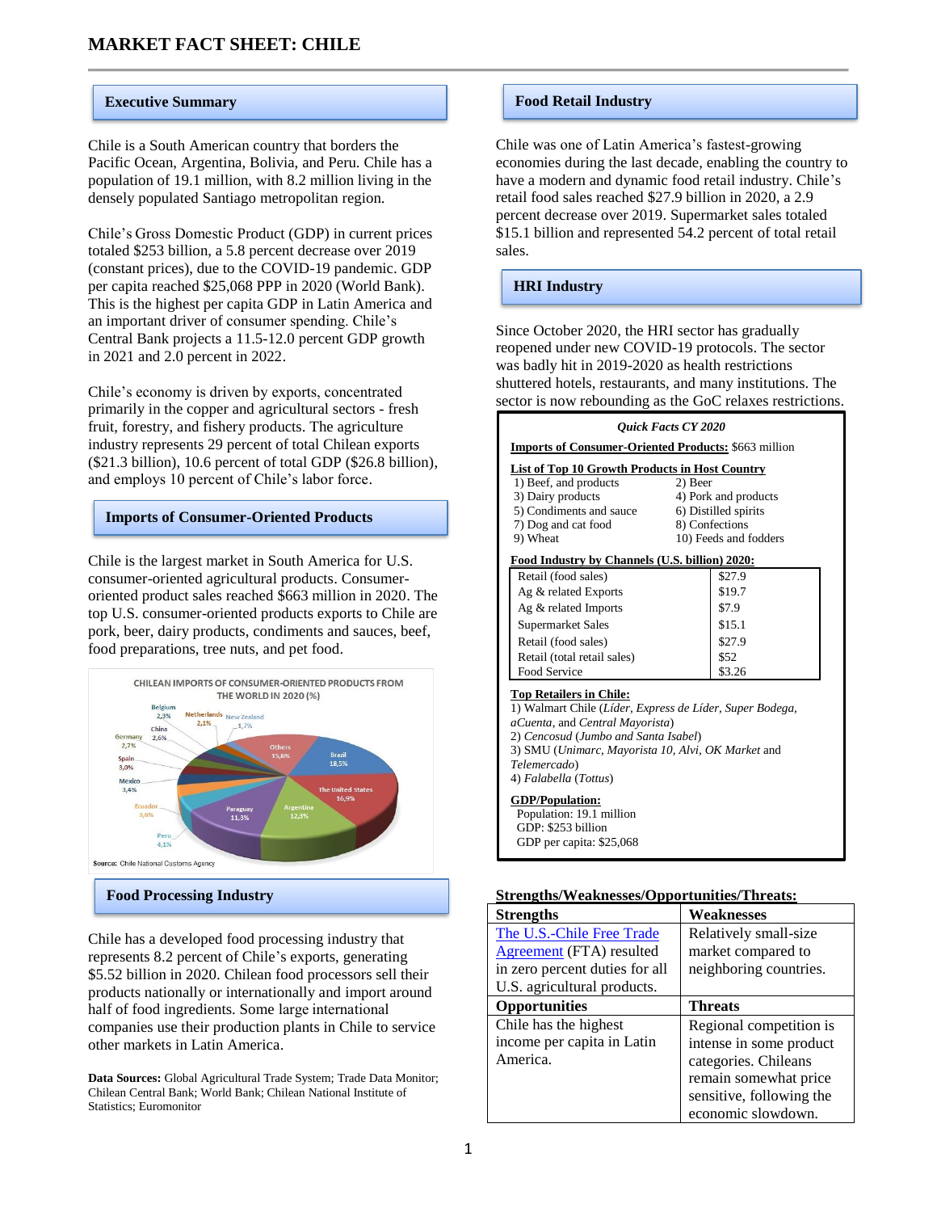# MARKET FACT SHEET: CHILE

## Executive Summary

Chile is a South American country that borders the Pacific Ocean, Argentina, Bolivia, and Peru. Chile has a population of 19.1 million, with 8.2 million living in the densely populated Santiago metropolitan region.

Chile's Gross Domestic Product (GDP) in current prices totaled $253 billion, a 5.8 percent decrease over 2019 (constant prices), due to the COVID-19 pandemic. GDP per capita reached $25,068 PPP in 2020 (World Bank). This is the highest per capita GDP in Latin America and an important driver of consumer spending. Chile's Central Bank projects a 11.5-12.0 percent GDP growth in 2021 and 2.0 percent in 2022.

Chile's economy is driven by exports, concentrated primarily in the copper and agricultural sectors - fresh fruit, forestry, and fishery products. The agriculture industry represents 29 percent of total Chilean exports ($21.3 billion), 10.6 percent of total GDP ($26.8 billion), and employs 10 percent of Chile's labor force.

## Imports of Consumer-Oriented Products

Chile is the largest market in South America for U.S. consumer-oriented agricultural products. Consumer-oriented product sales reached $663 million in 2020. The top U.S. consumer-oriented products exports to Chile are pork, beer, dairy products, condiments and sauces, beef, food preparations, tree nuts, and pet food.

**CHILEAN IMPORTS OF CONSUMER-ORIENTED PRODUCTS FROM THE WORLD IN 2020 (%)**

| Country | % |
|---|---|
| Brazil | 18,5% |
| The United States | 16,9% |
| Others | 15,6% |
| Argentina | 12,3% |
| Paraguay | 11,3% |
| Peru | 4,1% |
| Ecuador | 3,6% |
| Mexico | 3,4% |
| Spain | 3,0% |
| Germany | 2,7% |
| China | 2,6% |
| Belgium | 2,3% |
| Netherlands | 2,1% |
| New Zealand | 1,7% |

Source: Chile National Customs Agency

## Food Processing Industry

Chile has a developed food processing industry that represents 8.2 percent of Chile's exports, generating $5.52 billion in 2020. Chilean food processors sell their products nationally or internationally and import around half of food ingredients. Some large international companies use their production plants in Chile to service other markets in Latin America.

**Data Sources:** Global Agricultural Trade System; Trade Data Monitor; Chilean Central Bank; World Bank; Chilean National Institute of Statistics; Euromonitor

## Food Retail Industry

Chile was one of Latin America's fastest-growing economies during the last decade, enabling the country to have a modern and dynamic food retail industry. Chile's retail food sales reached $27.9 billion in 2020, a 2.9 percent decrease over 2019. Supermarket sales totaled $15.1 billion and represented 54.2 percent of total retail sales.

## HRI Industry

Since October 2020, the HRI sector has gradually reopened under new COVID-19 protocols. The sector was badly hit in 2019-2020 as health restrictions shuttered hotels, restaurants, and many institutions. The sector is now rebounding as the GoC relaxes restrictions.

### *Quick Facts CY 2020*

**Imports of Consumer-Oriented Products:** $663 million

**List of Top 10 Growth Products in Host Country**

| | |
|---|---|
| 1) Beef, and products | 2) Beer |
| 3) Dairy products | 4) Pork and products |
| 5) Condiments and sauce | 6) Distilled spirits |
| 7) Dog and cat food | 8) Confections |
| 9) Wheat | 10) Feeds and fodders |

**Food Industry by Channels (U.S. billion) 2020:**

| Channel | U.S. billion |
|---|---|
| Retail (food sales) | $27.9 |
| Ag & related Exports | $19.7 |
| Ag & related Imports | $7.9 |
| Supermarket Sales | $15.1 |
| Retail (food sales) | $27.9 |
| Retail (total retail sales) | $52 |
| Food Service | $3.26 |

**Top Retailers in Chile:**

1) Walmart Chile (*Líder, Express de Líder, Super Bodega, aCuenta,* and *Central Mayorista*)
2) *Cencosud* (*Jumbo and Santa Isabel*)
3) SMU (*Unimarc, Mayorista 10, Alvi, OK Market* and *Telemercado*)
4) *Falabella* (*Tottus*)

**GDP/Population:**

Population: 19.1 million
GDP: $253 billion
GDP per capita: $25,068

**Strengths/Weaknesses/Opportunities/Threats:**

| **Strengths** | **Weaknesses** |
|---|---|
| The U.S.-Chile Free Trade Agreement (FTA) resulted in zero percent duties for all U.S. agricultural products. | Relatively small-size market compared to neighboring countries. |
| **Opportunities** | **Threats** |
| Chile has the highest income per capita in Latin America. | Regional competition is intense in some product categories. Chileans remain somewhat price sensitive, following the economic slowdown. |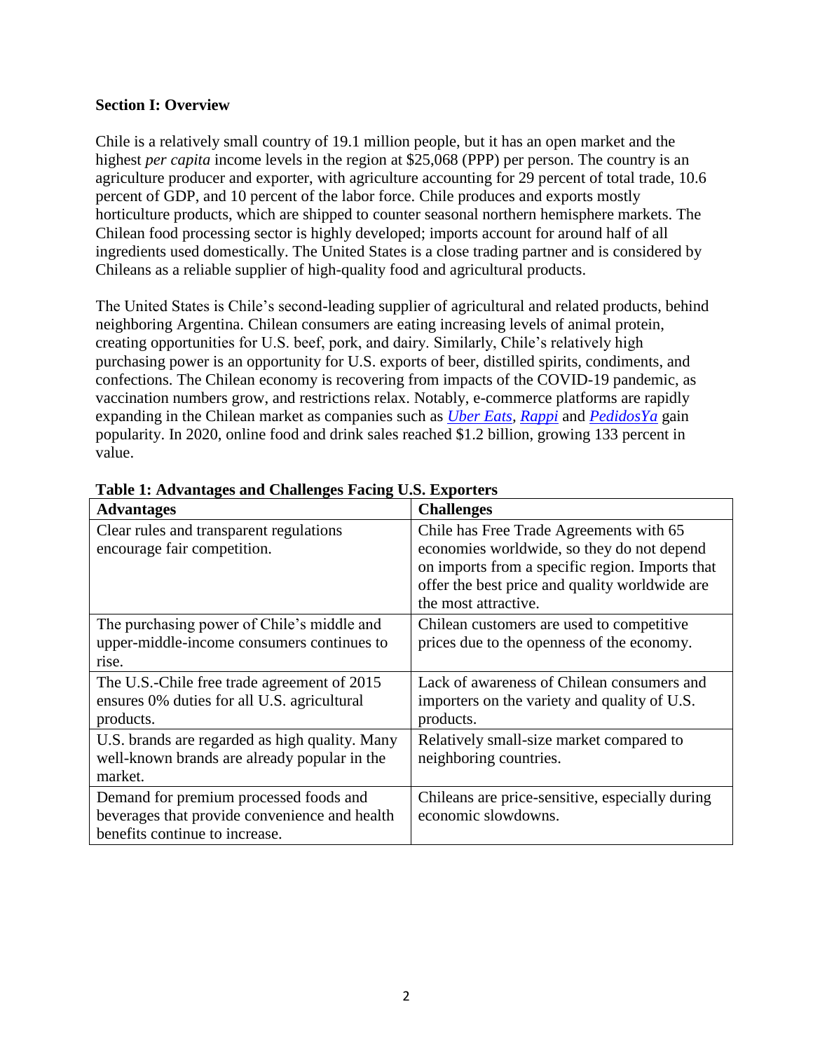**Section I: Overview**

Chile is a relatively small country of 19.1 million people, but it has an open market and the highest *per capita* income levels in the region at $25,068 (PPP) per person. The country is an agriculture producer and exporter, with agriculture accounting for 29 percent of total trade, 10.6 percent of GDP, and 10 percent of the labor force. Chile produces and exports mostly horticulture products, which are shipped to counter seasonal northern hemisphere markets. The Chilean food processing sector is highly developed; imports account for around half of all ingredients used domestically. The United States is a close trading partner and is considered by Chileans as a reliable supplier of high-quality food and agricultural products.

The United States is Chile's second-leading supplier of agricultural and related products, behind neighboring Argentina. Chilean consumers are eating increasing levels of animal protein, creating opportunities for U.S. beef, pork, and dairy. Similarly, Chile's relatively high purchasing power is an opportunity for U.S. exports of beer, distilled spirits, condiments, and confections. The Chilean economy is recovering from impacts of the COVID-19 pandemic, as vaccination numbers grow, and restrictions relax. Notably, e-commerce platforms are rapidly expanding in the Chilean market as companies such as *Uber Eats*, *Rappi* and *PedidosYa* gain popularity. In 2020, online food and drink sales reached $1.2 billion, growing 133 percent in value.

**Table 1: Advantages and Challenges Facing U.S. Exporters**

| Advantages | Challenges |
| --- | --- |
| Clear rules and transparent regulations encourage fair competition. | Chile has Free Trade Agreements with 65 economies worldwide, so they do not depend on imports from a specific region. Imports that offer the best price and quality worldwide are the most attractive. |
| The purchasing power of Chile's middle and upper-middle-income consumers continues to rise. | Chilean customers are used to competitive prices due to the openness of the economy. |
| The U.S.-Chile free trade agreement of 2015 ensures 0% duties for all U.S. agricultural products. | Lack of awareness of Chilean consumers and importers on the variety and quality of U.S. products. |
| U.S. brands are regarded as high quality. Many well-known brands are already popular in the market. | Relatively small-size market compared to neighboring countries. |
| Demand for premium processed foods and beverages that provide convenience and health benefits continue to increase. | Chileans are price-sensitive, especially during economic slowdowns. |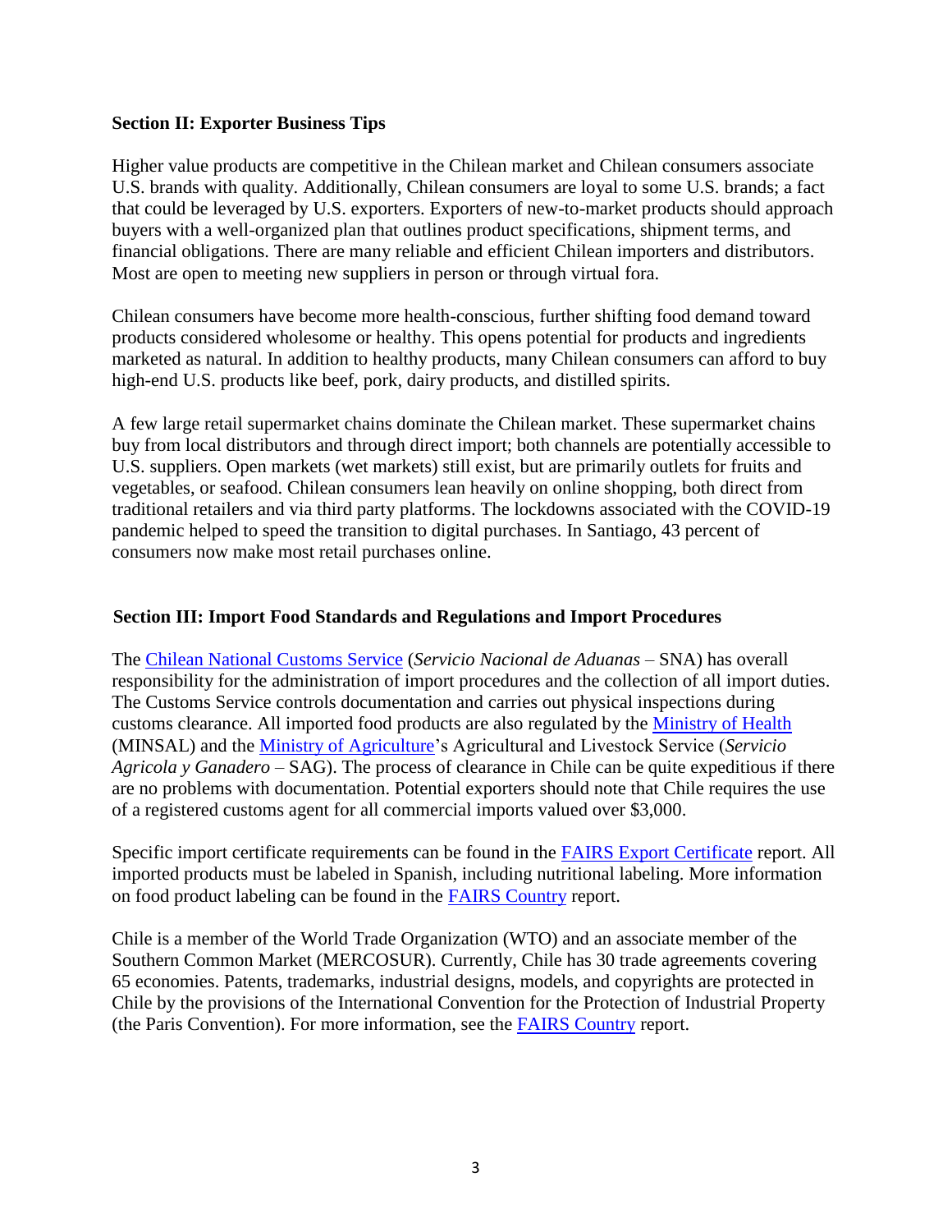## Section II: Exporter Business Tips

Higher value products are competitive in the Chilean market and Chilean consumers associate U.S. brands with quality. Additionally, Chilean consumers are loyal to some U.S. brands; a fact that could be leveraged by U.S. exporters. Exporters of new-to-market products should approach buyers with a well-organized plan that outlines product specifications, shipment terms, and financial obligations. There are many reliable and efficient Chilean importers and distributors. Most are open to meeting new suppliers in person or through virtual fora.

Chilean consumers have become more health-conscious, further shifting food demand toward products considered wholesome or healthy. This opens potential for products and ingredients marketed as natural. In addition to healthy products, many Chilean consumers can afford to buy high-end U.S. products like beef, pork, dairy products, and distilled spirits.

A few large retail supermarket chains dominate the Chilean market. These supermarket chains buy from local distributors and through direct import; both channels are potentially accessible to U.S. suppliers. Open markets (wet markets) still exist, but are primarily outlets for fruits and vegetables, or seafood. Chilean consumers lean heavily on online shopping, both direct from traditional retailers and via third party platforms. The lockdowns associated with the COVID-19 pandemic helped to speed the transition to digital purchases. In Santiago, 43 percent of consumers now make most retail purchases online.

## Section III: Import Food Standards and Regulations and Import Procedures

The Chilean National Customs Service (*Servicio Nacional de Aduanas* – SNA) has overall responsibility for the administration of import procedures and the collection of all import duties. The Customs Service controls documentation and carries out physical inspections during customs clearance. All imported food products are also regulated by the Ministry of Health (MINSAL) and the Ministry of Agriculture's Agricultural and Livestock Service (*Servicio Agricola y Ganadero* – SAG). The process of clearance in Chile can be quite expeditious if there are no problems with documentation. Potential exporters should note that Chile requires the use of a registered customs agent for all commercial imports valued over $3,000.

Specific import certificate requirements can be found in the FAIRS Export Certificate report. All imported products must be labeled in Spanish, including nutritional labeling. More information on food product labeling can be found in the FAIRS Country report.

Chile is a member of the World Trade Organization (WTO) and an associate member of the Southern Common Market (MERCOSUR). Currently, Chile has 30 trade agreements covering 65 economies. Patents, trademarks, industrial designs, models, and copyrights are protected in Chile by the provisions of the International Convention for the Protection of Industrial Property (the Paris Convention). For more information, see the FAIRS Country report.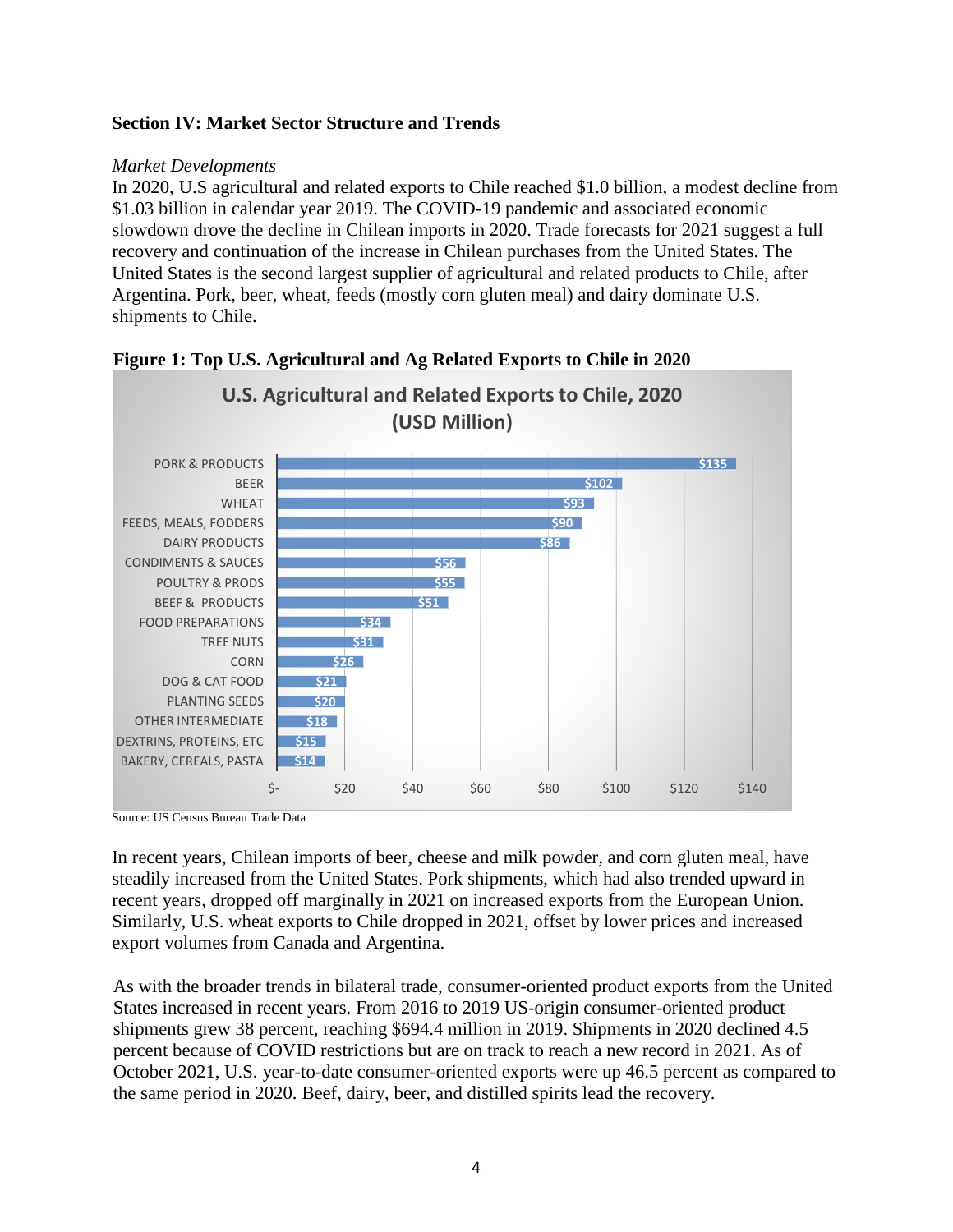**Section IV: Market Sector Structure and Trends**

*Market Developments*

In 2020, U.S agricultural and related exports to Chile reached $1.0 billion, a modest decline from $1.03 billion in calendar year 2019. The COVID-19 pandemic and associated economic slowdown drove the decline in Chilean imports in 2020. Trade forecasts for 2021 suggest a full recovery and continuation of the increase in Chilean purchases from the United States. The United States is the second largest supplier of agricultural and related products to Chile, after Argentina. Pork, beer, wheat, feeds (mostly corn gluten meal) and dairy dominate U.S. shipments to Chile.

**Figure 1: Top U.S. Agricultural and Ag Related Exports to Chile in 2020**

U.S. Agricultural and Related Exports to Chile, 2020 (USD Million)

| Product | USD Million |
|---|---|
| PORK & PRODUCTS | $135 |
| BEER | $102 |
| WHEAT | $93 |
| FEEDS, MEALS, FODDERS | $90 |
| DAIRY PRODUCTS | $86 |
| CONDIMENTS & SAUCES | $56 |
| POULTRY & PRODS | $55 |
| BEEF & PRODUCTS | $51 |
| FOOD PREPARATIONS | $34 |
| TREE NUTS | $31 |
| CORN | $26 |
| DOG & CAT FOOD | $21 |
| PLANTING SEEDS | $20 |
| OTHER INTERMEDIATE | $18 |
| DEXTRINS, PROTEINS, ETC | $15 |
| BAKERY, CEREALS, PASTA | $14 |

Source: US Census Bureau Trade Data

In recent years, Chilean imports of beer, cheese and milk powder, and corn gluten meal, have steadily increased from the United States. Pork shipments, which had also trended upward in recent years, dropped off marginally in 2021 on increased exports from the European Union. Similarly, U.S. wheat exports to Chile dropped in 2021, offset by lower prices and increased export volumes from Canada and Argentina.

As with the broader trends in bilateral trade, consumer-oriented product exports from the United States increased in recent years. From 2016 to 2019 US-origin consumer-oriented product shipments grew 38 percent, reaching $694.4 million in 2019. Shipments in 2020 declined 4.5 percent because of COVID restrictions but are on track to reach a new record in 2021. As of October 2021, U.S. year-to-date consumer-oriented exports were up 46.5 percent as compared to the same period in 2020. Beef, dairy, beer, and distilled spirits lead the recovery.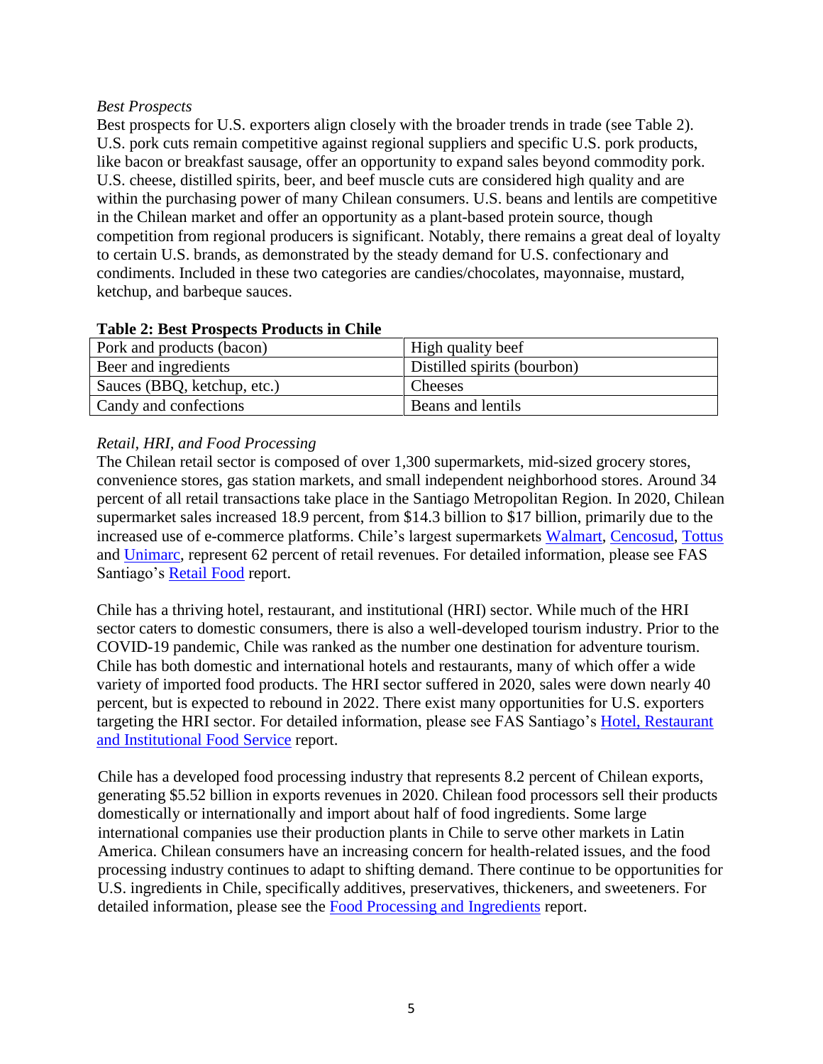*Best Prospects*

Best prospects for U.S. exporters align closely with the broader trends in trade (see Table 2). U.S. pork cuts remain competitive against regional suppliers and specific U.S. pork products, like bacon or breakfast sausage, offer an opportunity to expand sales beyond commodity pork. U.S. cheese, distilled spirits, beer, and beef muscle cuts are considered high quality and are within the purchasing power of many Chilean consumers. U.S. beans and lentils are competitive in the Chilean market and offer an opportunity as a plant-based protein source, though competition from regional producers is significant. Notably, there remains a great deal of loyalty to certain U.S. brands, as demonstrated by the steady demand for U.S. confectionary and condiments. Included in these two categories are candies/chocolates, mayonnaise, mustard, ketchup, and barbeque sauces.

**Table 2: Best Prospects Products in Chile**

| | |
|---|---|
| Pork and products (bacon) | High quality beef |
| Beer and ingredients | Distilled spirits (bourbon) |
| Sauces (BBQ, ketchup, etc.) | Cheeses |
| Candy and confections | Beans and lentils |

*Retail, HRI, and Food Processing*

The Chilean retail sector is composed of over 1,300 supermarkets, mid-sized grocery stores, convenience stores, gas station markets, and small independent neighborhood stores. Around 34 percent of all retail transactions take place in the Santiago Metropolitan Region. In 2020, Chilean supermarket sales increased 18.9 percent, from $14.3 billion to $17 billion, primarily due to the increased use of e-commerce platforms. Chile's largest supermarkets Walmart, Cencosud, Tottus and Unimarc, represent 62 percent of retail revenues. For detailed information, please see FAS Santiago's Retail Food report.

Chile has a thriving hotel, restaurant, and institutional (HRI) sector. While much of the HRI sector caters to domestic consumers, there is also a well-developed tourism industry. Prior to the COVID-19 pandemic, Chile was ranked as the number one destination for adventure tourism. Chile has both domestic and international hotels and restaurants, many of which offer a wide variety of imported food products. The HRI sector suffered in 2020, sales were down nearly 40 percent, but is expected to rebound in 2022. There exist many opportunities for U.S. exporters targeting the HRI sector. For detailed information, please see FAS Santiago's Hotel, Restaurant and Institutional Food Service report.

Chile has a developed food processing industry that represents 8.2 percent of Chilean exports, generating $5.52 billion in exports revenues in 2020. Chilean food processors sell their products domestically or internationally and import about half of food ingredients. Some large international companies use their production plants in Chile to serve other markets in Latin America. Chilean consumers have an increasing concern for health-related issues, and the food processing industry continues to adapt to shifting demand. There continue to be opportunities for U.S. ingredients in Chile, specifically additives, preservatives, thickeners, and sweeteners. For detailed information, please see the Food Processing and Ingredients report.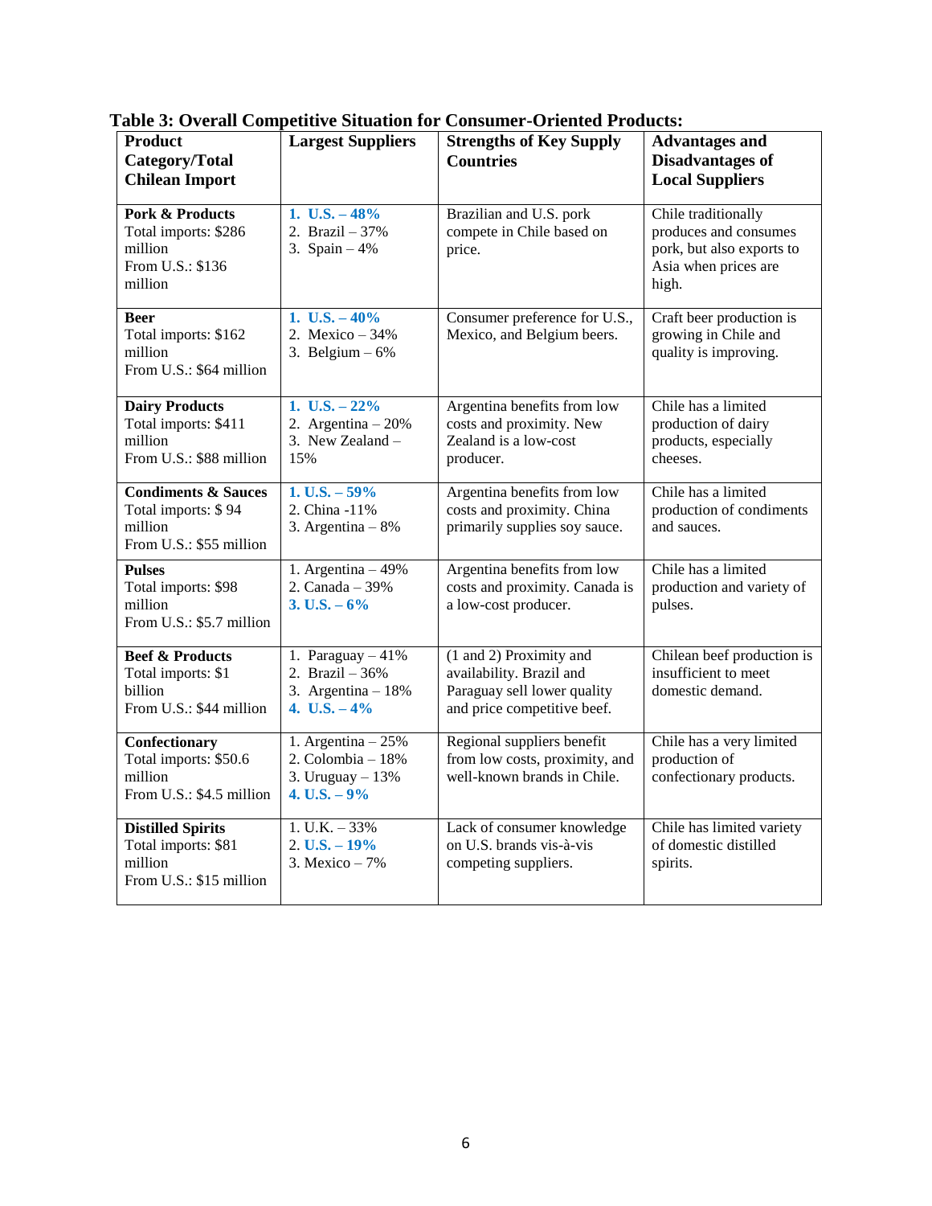**Table 3: Overall Competitive Situation for Consumer-Oriented Products:**

| Product Category/Total Chilean Import | Largest Suppliers | Strengths of Key Supply Countries | Advantages and Disadvantages of Local Suppliers |
|---|---|---|---|
| **Pork & Products**<br>Total imports: $286 million<br>From U.S.: $136 million | **1. U.S. – 48%**<br>2. Brazil – 37%<br>3. Spain – 4% | Brazilian and U.S. pork compete in Chile based on price. | Chile traditionally produces and consumes pork, but also exports to Asia when prices are high. |
| **Beer**<br>Total imports: $162 million<br>From U.S.: $64 million | **1. U.S. – 40%**<br>2. Mexico – 34%<br>3. Belgium – 6% | Consumer preference for U.S., Mexico, and Belgium beers. | Craft beer production is growing in Chile and quality is improving. |
| **Dairy Products**<br>Total imports: $411 million<br>From U.S.: $88 million | **1. U.S. – 22%**<br>2. Argentina – 20%<br>3. New Zealand – 15% | Argentina benefits from low costs and proximity. New Zealand is a low-cost producer. | Chile has a limited production of dairy products, especially cheeses. |
| **Condiments & Sauces**<br>Total imports: $ 94 million<br>From U.S.: $55 million | **1. U.S. – 59%**<br>2. China -11%<br>3. Argentina – 8% | Argentina benefits from low costs and proximity. China primarily supplies soy sauce. | Chile has a limited production of condiments and sauces. |
| **Pulses**<br>Total imports: $98 million<br>From U.S.: $5.7 million | 1. Argentina – 49%<br>2. Canada – 39%<br>**3. U.S. – 6%** | Argentina benefits from low costs and proximity. Canada is a low-cost producer. | Chile has a limited production and variety of pulses. |
| **Beef & Products**<br>Total imports: $1 billion<br>From U.S.: $44 million | 1. Paraguay – 41%<br>2. Brazil – 36%<br>3. Argentina – 18%<br>**4. U.S. – 4%** | (1 and 2) Proximity and availability. Brazil and Paraguay sell lower quality and price competitive beef. | Chilean beef production is insufficient to meet domestic demand. |
| **Confectionary**<br>Total imports: $50.6 million<br>From U.S.: $4.5 million | 1. Argentina – 25%<br>2. Colombia – 18%<br>3. Uruguay – 13%<br>**4. U.S. – 9%** | Regional suppliers benefit from low costs, proximity, and well-known brands in Chile. | Chile has a very limited production of confectionary products. |
| **Distilled Spirits**<br>Total imports: $81 million<br>From U.S.: $15 million | 1. U.K. – 33%<br>2. **U.S. – 19%**<br>3. Mexico – 7% | Lack of consumer knowledge on U.S. brands vis-à-vis competing suppliers. | Chile has limited variety of domestic distilled spirits. |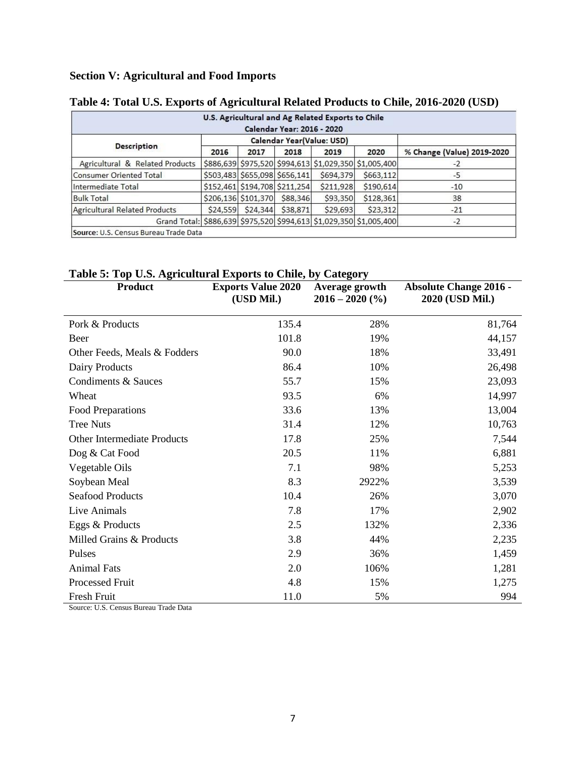**Section V: Agricultural and Food Imports**

**Table 4: Total U.S. Exports of Agricultural Related Products to Chile, 2016-2020 (USD)**

| U.S. Agricultural and Ag Related Exports to Chile Calendar Year: 2016 - 2020 | | | | | | |
|---|---|---|---|---|---|---|
| Description | Calendar Year(Value: USD) | | | | | |
| | 2016 | 2017 | 2018 | 2019 | 2020 | % Change (Value) 2019-2020 |
| Agricultural & Related Products | $886,639 | $975,520 | $994,613 | $1,029,350 | $1,005,400 | -2 |
| Consumer Oriented Total | $503,483 | $655,098 | $656,141 | $694,379 | $663,112 | -5 |
| Intermediate Total | $152,461 | $194,708 | $211,254 | $211,928 | $190,614 | -10 |
| Bulk Total | $206,136 | $101,370 | $88,346 | $93,350 | $128,361 | 38 |
| Agricultural Related Products | $24,559 | $24,344 | $38,871 | $29,693 | $23,312 | -21 |
| Grand Total: | $886,639 | $975,520 | $994,613 | $1,029,350 | $1,005,400 | -2 |

Source: U.S. Census Bureau Trade Data

**Table 5: Top U.S. Agricultural Exports to Chile, by Category**

| Product | Exports Value 2020 (USD Mil.) | Average growth 2016 – 2020 (%) | Absolute Change 2016 - 2020 (USD Mil.) |
|---|---|---|---|
| Pork & Products | 135.4 | 28% | 81,764 |
| Beer | 101.8 | 19% | 44,157 |
| Other Feeds, Meals & Fodders | 90.0 | 18% | 33,491 |
| Dairy Products | 86.4 | 10% | 26,498 |
| Condiments & Sauces | 55.7 | 15% | 23,093 |
| Wheat | 93.5 | 6% | 14,997 |
| Food Preparations | 33.6 | 13% | 13,004 |
| Tree Nuts | 31.4 | 12% | 10,763 |
| Other Intermediate Products | 17.8 | 25% | 7,544 |
| Dog & Cat Food | 20.5 | 11% | 6,881 |
| Vegetable Oils | 7.1 | 98% | 5,253 |
| Soybean Meal | 8.3 | 2922% | 3,539 |
| Seafood Products | 10.4 | 26% | 3,070 |
| Live Animals | 7.8 | 17% | 2,902 |
| Eggs & Products | 2.5 | 132% | 2,336 |
| Milled Grains & Products | 3.8 | 44% | 2,235 |
| Pulses | 2.9 | 36% | 1,459 |
| Animal Fats | 2.0 | 106% | 1,281 |
| Processed Fruit | 4.8 | 15% | 1,275 |
| Fresh Fruit | 11.0 | 5% | 994 |

Source: U.S. Census Bureau Trade Data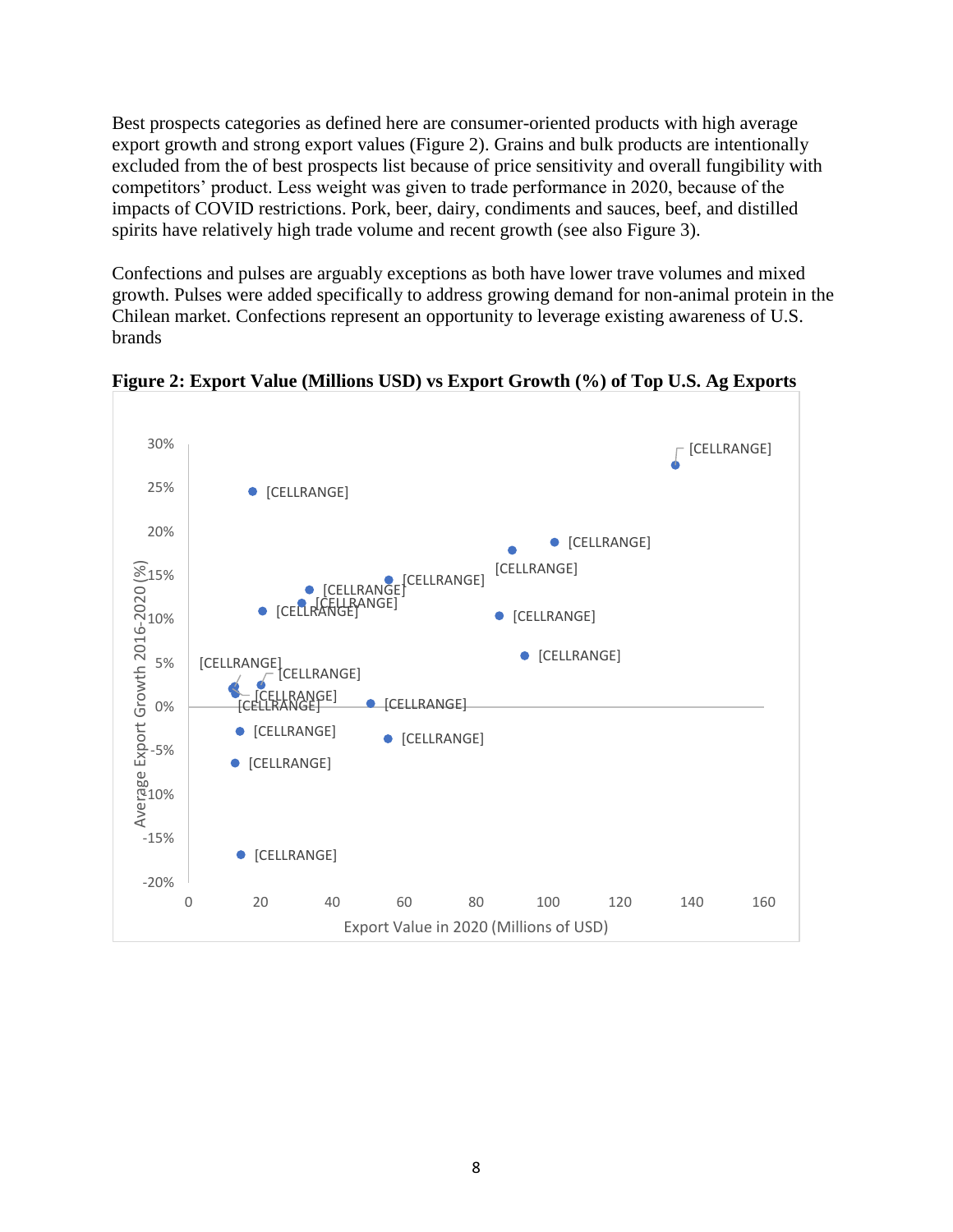Best prospects categories as defined here are consumer-oriented products with high average export growth and strong export values (Figure 2). Grains and bulk products are intentionally excluded from the of best prospects list because of price sensitivity and overall fungibility with competitors' product. Less weight was given to trade performance in 2020, because of the impacts of COVID restrictions. Pork, beer, dairy, condiments and sauces, beef, and distilled spirits have relatively high trade volume and recent growth (see also Figure 3).

Confections and pulses are arguably exceptions as both have lower trave volumes and mixed growth. Pulses were added specifically to address growing demand for non-animal protein in the Chilean market. Confections represent an opportunity to leverage existing awareness of U.S. brands

**Figure 2: Export Value (Millions USD) vs Export Growth (%) of Top U.S. Ag Exports**

Average Export Growth 2016-2020 (%)

30% 25% 20% 15% 10% 5% 0% -5% -10% -15% -20%

[CELLRANGE] [CELLRANGE] [CELLRANGE] [CELLRANGE] [CELLRANGE] [CELLRANGE] [CELLRANGE] [CELLRANGE] [CELLRANGE] [CELLRANGE] [CELLRANGE] [CELLRANGE] [CELLRANGE] [CELLRANGE] [CELLRANGE] [CELLRANGE] [CELLRANGE] [CELLRANGE] [CELLRANGE]

0 20 40 60 80 100 120 140 160

Export Value in 2020 (Millions of USD)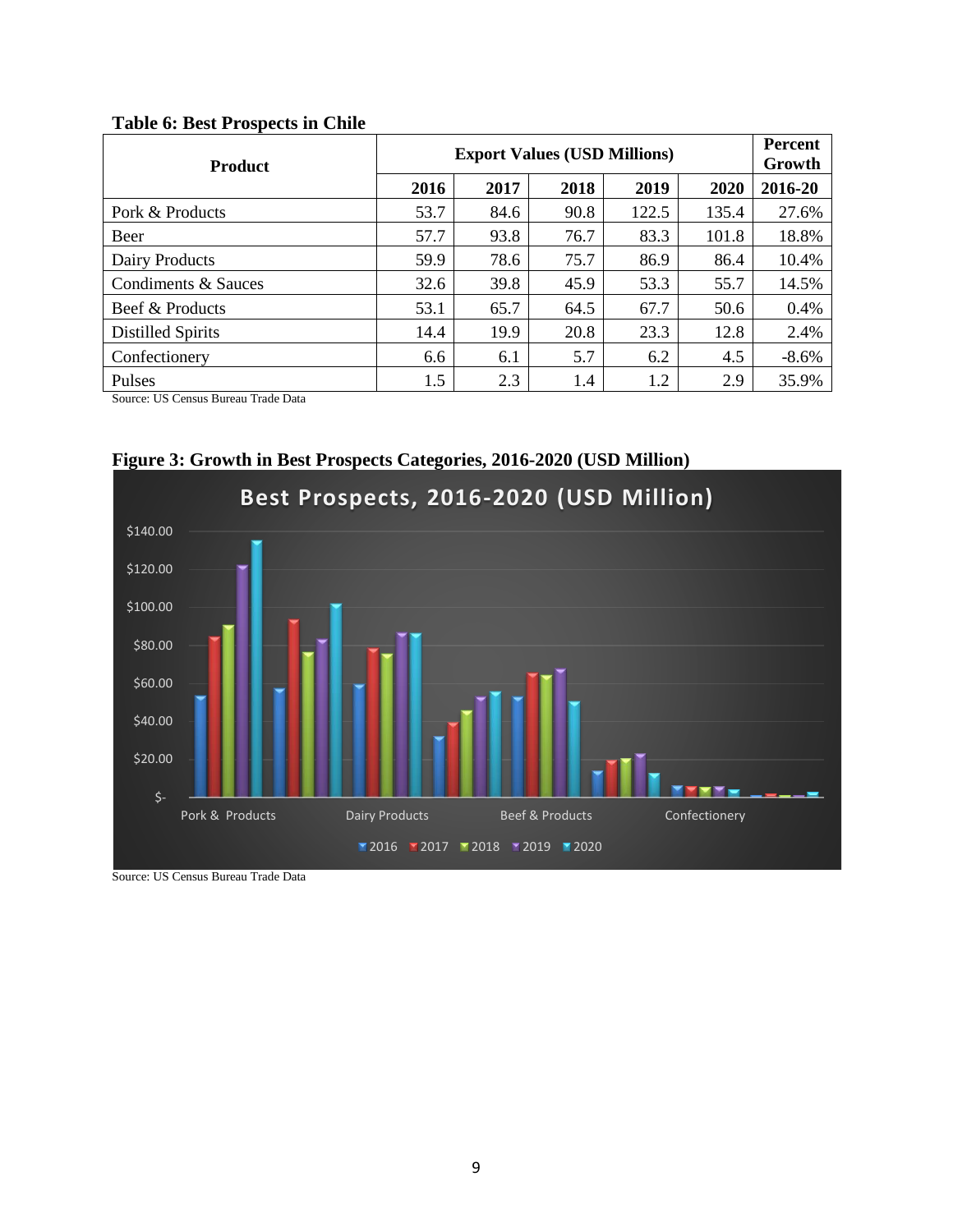**Table 6: Best Prospects in Chile**

| Product | Export Values (USD Millions) | | | | | Percent Growth |
|---|---|---|---|---|---|---|
| | 2016 | 2017 | 2018 | 2019 | 2020 | 2016-20 |
| Pork & Products | 53.7 | 84.6 | 90.8 | 122.5 | 135.4 | 27.6% |
| Beer | 57.7 | 93.8 | 76.7 | 83.3 | 101.8 | 18.8% |
| Dairy Products | 59.9 | 78.6 | 75.7 | 86.9 | 86.4 | 10.4% |
| Condiments & Sauces | 32.6 | 39.8 | 45.9 | 53.3 | 55.7 | 14.5% |
| Beef & Products | 53.1 | 65.7 | 64.5 | 67.7 | 50.6 | 0.4% |
| Distilled Spirits | 14.4 | 19.9 | 20.8 | 23.3 | 12.8 | 2.4% |
| Confectionery | 6.6 | 6.1 | 5.7 | 6.2 | 4.5 | -8.6% |
| Pulses | 1.5 | 2.3 | 1.4 | 1.2 | 2.9 | 35.9% |

Source: US Census Bureau Trade Data

**Figure 3: Growth in Best Prospects Categories, 2016-2020 (USD Million)**

Source: US Census Bureau Trade Data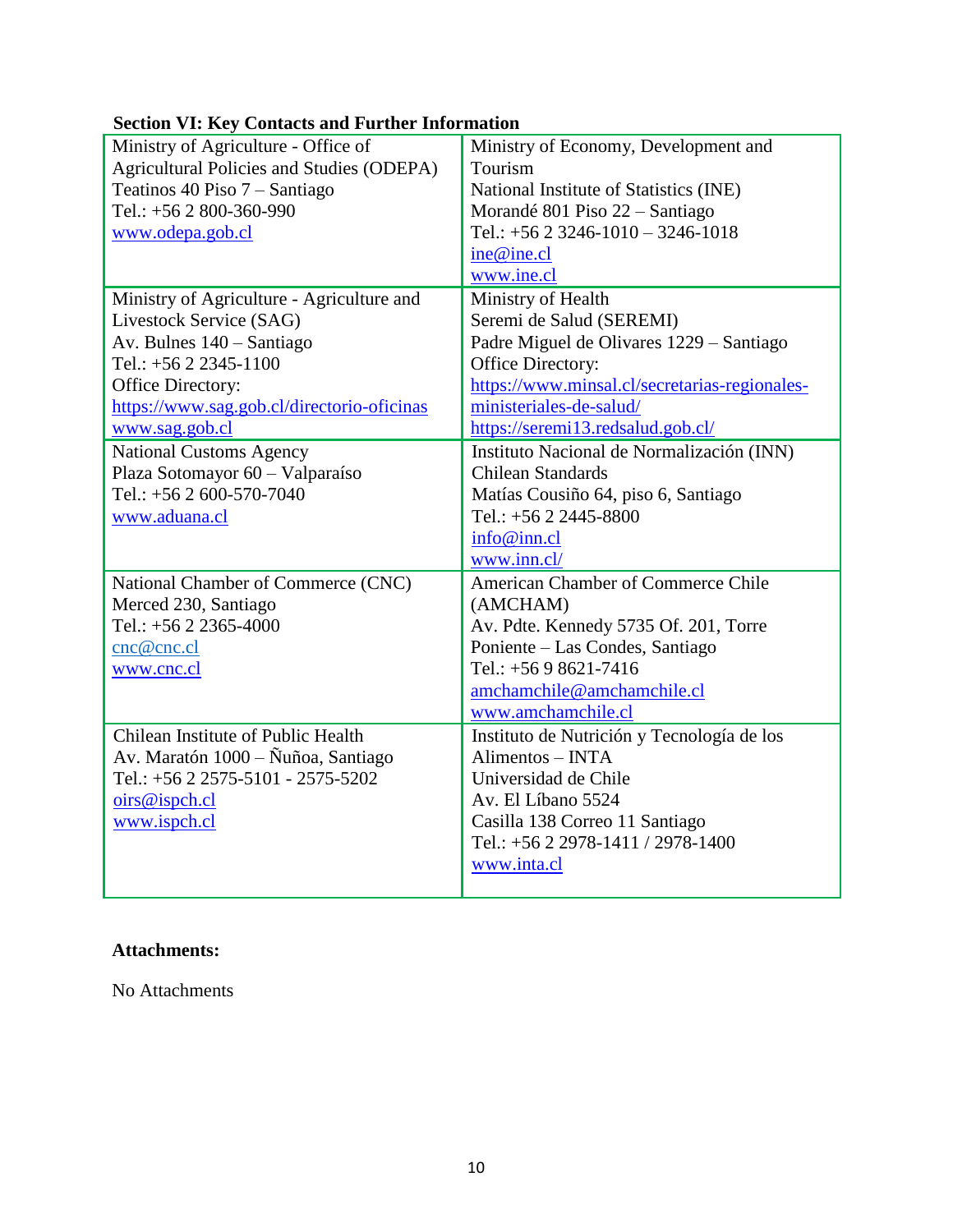**Section VI: Key Contacts and Further Information**

| | |
|---|---|
| Ministry of Agriculture - Office of Agricultural Policies and Studies (ODEPA)<br>Teatinos 40 Piso 7 – Santiago<br>Tel.: +56 2 800-360-990<br>www.odepa.gob.cl | Ministry of Economy, Development and Tourism<br>National Institute of Statistics (INE)<br>Morandé 801 Piso 22 – Santiago<br>Tel.: +56 2 3246-1010 – 3246-1018<br>ine@ine.cl<br>www.ine.cl |
| Ministry of Agriculture - Agriculture and Livestock Service (SAG)<br>Av. Bulnes 140 – Santiago<br>Tel.: +56 2 2345-1100<br>Office Directory:<br>https://www.sag.gob.cl/directorio-oficinas<br>www.sag.gob.cl | Ministry of Health<br>Seremi de Salud (SEREMI)<br>Padre Miguel de Olivares 1229 – Santiago<br>Office Directory:<br>https://www.minsal.cl/secretarias-regionales-ministeriales-de-salud/<br>https://seremi13.redsalud.gob.cl/ |
| National Customs Agency<br>Plaza Sotomayor 60 – Valparaíso<br>Tel.: +56 2 600-570-7040<br>www.aduana.cl | Instituto Nacional de Normalización (INN)<br>Chilean Standards<br>Matías Cousiño 64, piso 6, Santiago<br>Tel.: +56 2 2445-8800<br>info@inn.cl<br>www.inn.cl/ |
| National Chamber of Commerce (CNC)<br>Merced 230, Santiago<br>Tel.: +56 2 2365-4000<br>cnc@cnc.cl<br>www.cnc.cl | American Chamber of Commerce Chile (AMCHAM)<br>Av. Pdte. Kennedy 5735 Of. 201, Torre Poniente – Las Condes, Santiago<br>Tel.: +56 9 8621-7416<br>amchamchile@amchamchile.cl<br>www.amchamchile.cl |
| Chilean Institute of Public Health<br>Av. Maratón 1000 – Ñuñoa, Santiago<br>Tel.: +56 2 2575-5101 - 2575-5202<br>oirs@ispch.cl<br>www.ispch.cl | Instituto de Nutrición y Tecnología de los Alimentos – INTA<br>Universidad de Chile<br>Av. El Líbano 5524<br>Casilla 138 Correo 11 Santiago<br>Tel.: +56 2 2978-1411 / 2978-1400<br>www.inta.cl |

**Attachments:**

No Attachments